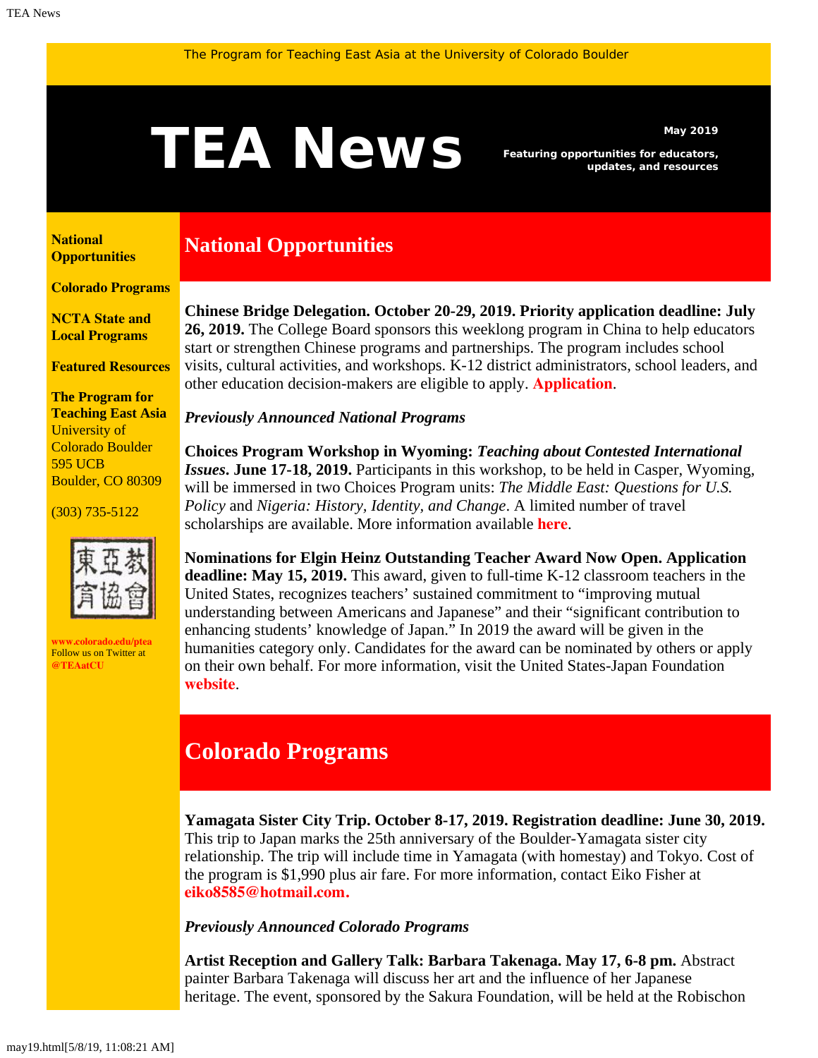The Program for Teaching East Asia at the University of Colorado Boulder

# TEA News

**May 2019**

**Featuring opportunities for educators, updates, and resources**

**National Opportunities**

**Colorado Programs**

**NCTA State and Local Programs**

**Featured Resources**

**The Program for Teaching East Asia**
University of Colorado Boulder
595 UCB
Boulder, CO 80309

(303) 735-5122

**www.colorado.edu/ptea**
Follow us on Twitter at **@TEAatCU**

## National Opportunities

**Chinese Bridge Delegation. October 20-29, 2019. Priority application deadline: July 26, 2019.** The College Board sponsors this weeklong program in China to help educators start or strengthen Chinese programs and partnerships. The program includes school visits, cultural activities, and workshops. K-12 district administrators, school leaders, and other education decision-makers are eligible to apply. **Application**.

***Previously Announced National Programs***

**Choices Program Workshop in Wyoming: *Teaching about Contested International Issues*. June 17-18, 2019.** Participants in this workshop, to be held in Casper, Wyoming, will be immersed in two Choices Program units: *The Middle East: Questions for U.S. Policy* and *Nigeria: History, Identity, and Change*. A limited number of travel scholarships are available. More information available **here**.

**Nominations for Elgin Heinz Outstanding Teacher Award Now Open. Application deadline: May 15, 2019.** This award, given to full-time K-12 classroom teachers in the United States, recognizes teachers' sustained commitment to "improving mutual understanding between Americans and Japanese" and their "significant contribution to enhancing students' knowledge of Japan." In 2019 the award will be given in the humanities category only. Candidates for the award can be nominated by others or apply on their own behalf. For more information, visit the United States-Japan Foundation **website**.

## Colorado Programs

**Yamagata Sister City Trip. October 8-17, 2019. Registration deadline: June 30, 2019.** This trip to Japan marks the 25th anniversary of the Boulder-Yamagata sister city relationship. The trip will include time in Yamagata (with homestay) and Tokyo. Cost of the program is $1,990 plus air fare. For more information, contact Eiko Fisher at **eiko8585@hotmail.com.**

***Previously Announced Colorado Programs***

**Artist Reception and Gallery Talk: Barbara Takenaga. May 17, 6-8 pm.** Abstract painter Barbara Takenaga will discuss her art and the influence of her Japanese heritage. The event, sponsored by the Sakura Foundation, will be held at the Robischon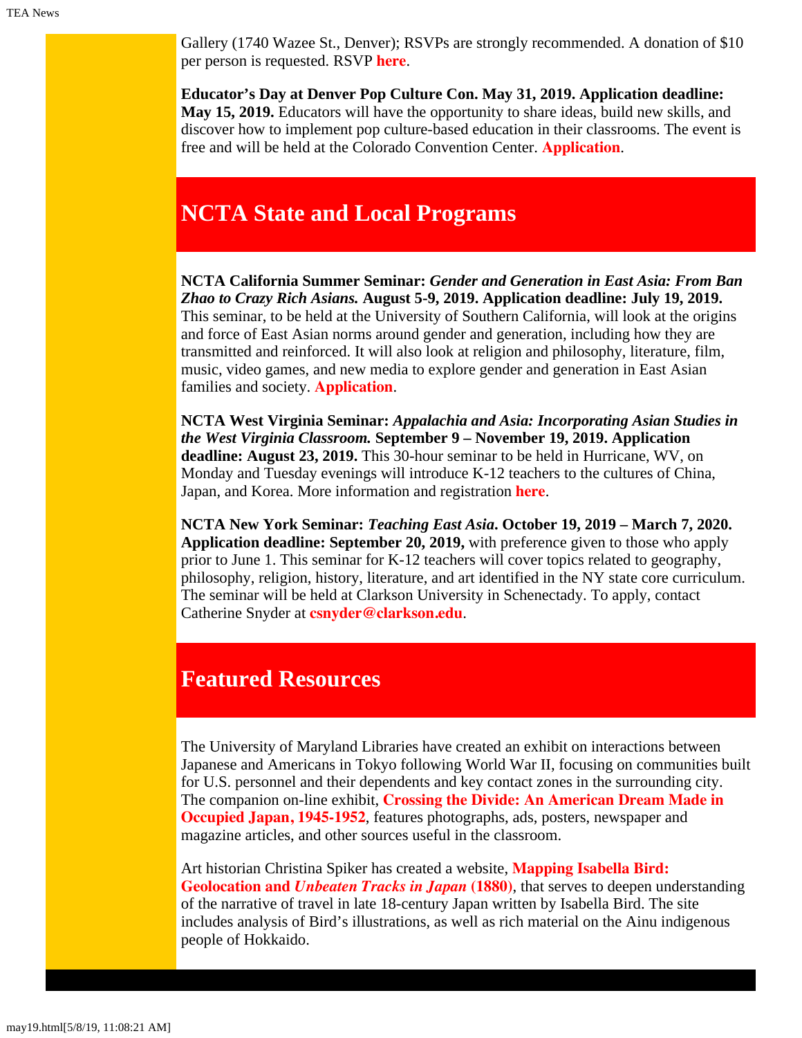Gallery (1740 Wazee St., Denver); RSVPs are strongly recommended. A donation of $10 per person is requested. RSVP **here**.

**Educator's Day at Denver Pop Culture Con. May 31, 2019. Application deadline: May 15, 2019.** Educators will have the opportunity to share ideas, build new skills, and discover how to implement pop culture-based education in their classrooms. The event is free and will be held at the Colorado Convention Center. **Application**.

## NCTA State and Local Programs

**NCTA California Summer Seminar:** ***Gender and Generation in East Asia: From Ban Zhao to Crazy Rich Asians.*** **August 5-9, 2019. Application deadline: July 19, 2019.** This seminar, to be held at the University of Southern California, will look at the origins and force of East Asian norms around gender and generation, including how they are transmitted and reinforced. It will also look at religion and philosophy, literature, film, music, video games, and new media to explore gender and generation in East Asian families and society. **Application**.

**NCTA West Virginia Seminar:** ***Appalachia and Asia: Incorporating Asian Studies in the West Virginia Classroom.*** **September 9 – November 19, 2019. Application deadline: August 23, 2019.** This 30-hour seminar to be held in Hurricane, WV, on Monday and Tuesday evenings will introduce K-12 teachers to the cultures of China, Japan, and Korea. More information and registration **here**.

**NCTA New York Seminar:** ***Teaching East Asia*****. October 19, 2019 – March 7, 2020. Application deadline: September 20, 2019,** with preference given to those who apply prior to June 1. This seminar for K-12 teachers will cover topics related to geography, philosophy, religion, history, literature, and art identified in the NY state core curriculum. The seminar will be held at Clarkson University in Schenectady. To apply, contact Catherine Snyder at **csnyder@clarkson.edu**.

## Featured Resources

The University of Maryland Libraries have created an exhibit on interactions between Japanese and Americans in Tokyo following World War II, focusing on communities built for U.S. personnel and their dependents and key contact zones in the surrounding city. The companion on-line exhibit, **Crossing the Divide: An American Dream Made in Occupied Japan, 1945-1952**, features photographs, ads, posters, newspaper and magazine articles, and other sources useful in the classroom.

Art historian Christina Spiker has created a website, **Mapping Isabella Bird: Geolocation and *Unbeaten Tracks in Japan* (1880)**, that serves to deepen understanding of the narrative of travel in late 18-century Japan written by Isabella Bird. The site includes analysis of Bird's illustrations, as well as rich material on the Ainu indigenous people of Hokkaido.